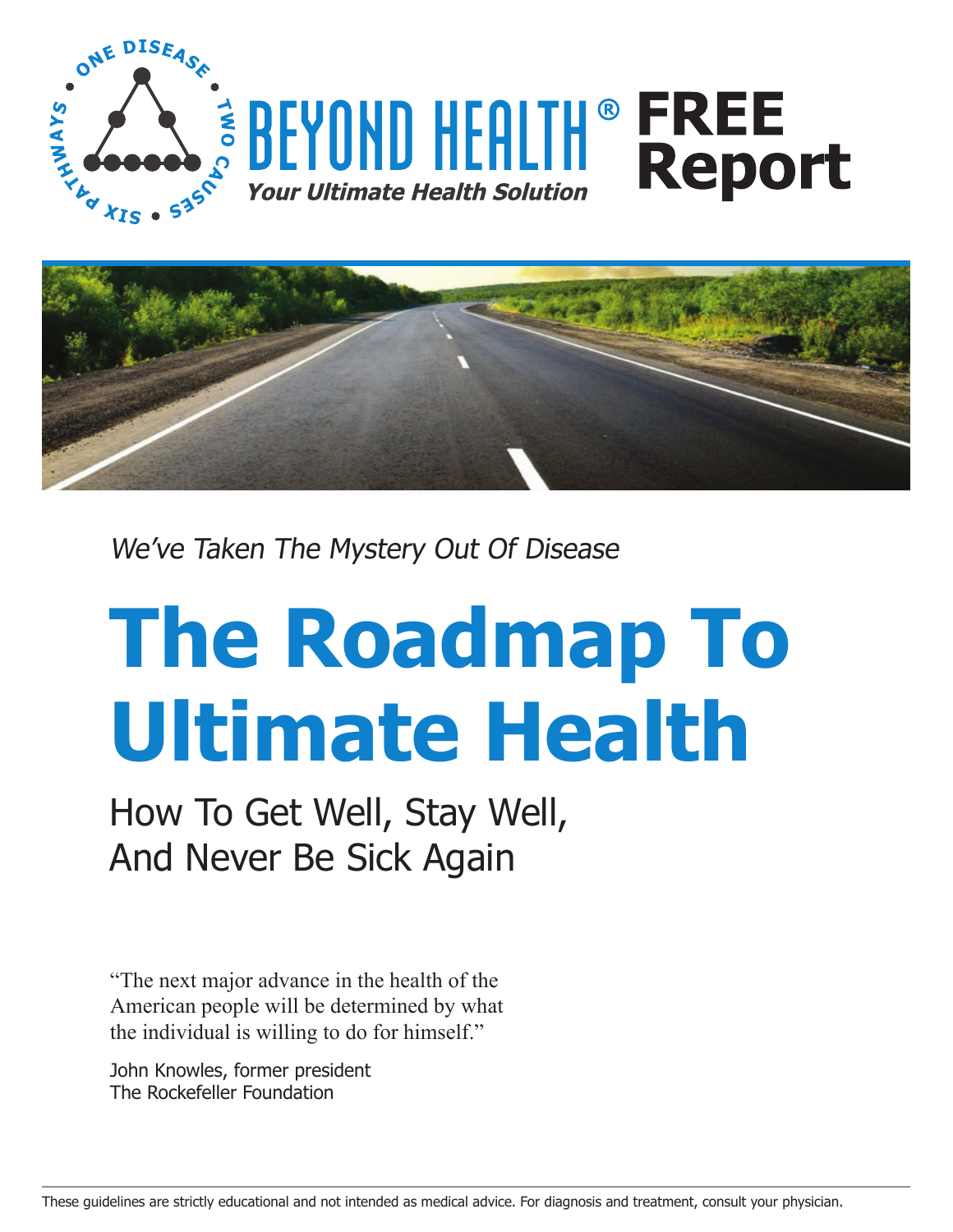ONE DISEASE • TWO CAUSES • SIX PATHWAYS •

BEYOND HEALTH®

*Your Ultimate Health Solution*

**FREE Report**

*We've Taken The Mystery Out Of Disease*

# The Roadmap To Ultimate Health

## How To Get Well, Stay Well, And Never Be Sick Again

"The next major advance in the health of the American people will be determined by what the individual is willing to do for himself."

John Knowles, former president
The Rockefeller Foundation

These guidelines are strictly educational and not intended as medical advice. For diagnosis and treatment, consult your physician.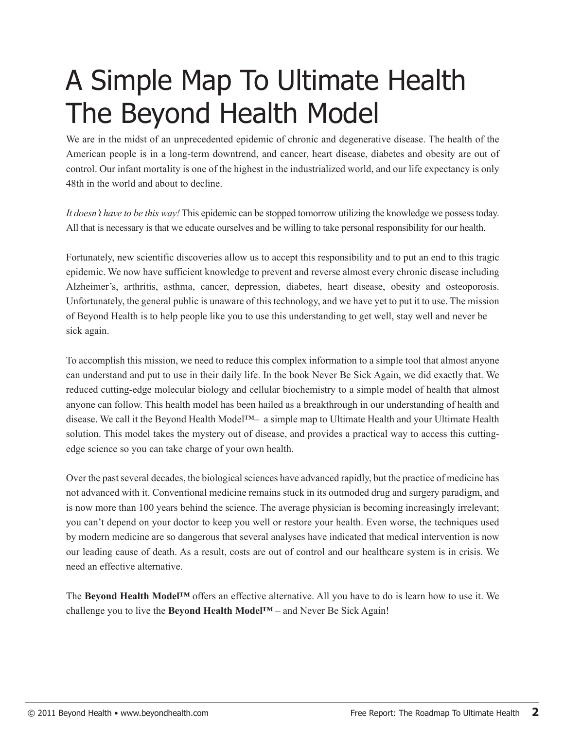# A Simple Map To Ultimate Health The Beyond Health Model

We are in the midst of an unprecedented epidemic of chronic and degenerative disease. The health of the American people is in a long-term downtrend, and cancer, heart disease, diabetes and obesity are out of control. Our infant mortality is one of the highest in the industrialized world, and our life expectancy is only 48th in the world and about to decline.

*It doesn't have to be this way!* This epidemic can be stopped tomorrow utilizing the knowledge we possess today. All that is necessary is that we educate ourselves and be willing to take personal responsibility for our health.

Fortunately, new scientific discoveries allow us to accept this responsibility and to put an end to this tragic epidemic. We now have sufficient knowledge to prevent and reverse almost every chronic disease including Alzheimer's, arthritis, asthma, cancer, depression, diabetes, heart disease, obesity and osteoporosis. Unfortunately, the general public is unaware of this technology, and we have yet to put it to use. The mission of Beyond Health is to help people like you to use this understanding to get well, stay well and never be sick again.

To accomplish this mission, we need to reduce this complex information to a simple tool that almost anyone can understand and put to use in their daily life. In the book Never Be Sick Again, we did exactly that. We reduced cutting-edge molecular biology and cellular biochemistry to a simple model of health that almost anyone can follow. This health model has been hailed as a breakthrough in our understanding of health and disease. We call it the Beyond Health Model™– a simple map to Ultimate Health and your Ultimate Health solution. This model takes the mystery out of disease, and provides a practical way to access this cutting-edge science so you can take charge of your own health.

Over the past several decades, the biological sciences have advanced rapidly, but the practice of medicine has not advanced with it. Conventional medicine remains stuck in its outmoded drug and surgery paradigm, and is now more than 100 years behind the science. The average physician is becoming increasingly irrelevant; you can't depend on your doctor to keep you well or restore your health. Even worse, the techniques used by modern medicine are so dangerous that several analyses have indicated that medical intervention is now our leading cause of death. As a result, costs are out of control and our healthcare system is in crisis. We need an effective alternative.

The **Beyond Health Model™** offers an effective alternative. All you have to do is learn how to use it. We challenge you to live the **Beyond Health Model™** – and Never Be Sick Again!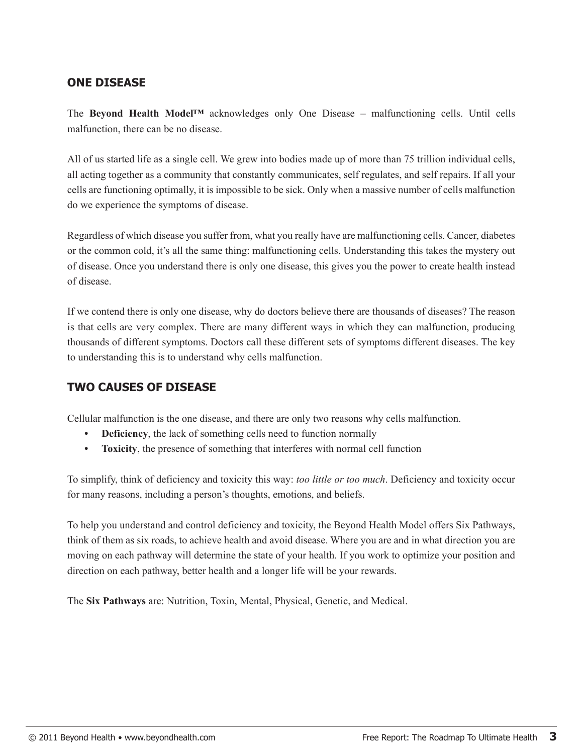## ONE DISEASE

The **Beyond Health Model™** acknowledges only One Disease – malfunctioning cells. Until cells malfunction, there can be no disease.

All of us started life as a single cell. We grew into bodies made up of more than 75 trillion individual cells, all acting together as a community that constantly communicates, self regulates, and self repairs. If all your cells are functioning optimally, it is impossible to be sick. Only when a massive number of cells malfunction do we experience the symptoms of disease.

Regardless of which disease you suffer from, what you really have are malfunctioning cells. Cancer, diabetes or the common cold, it's all the same thing: malfunctioning cells. Understanding this takes the mystery out of disease. Once you understand there is only one disease, this gives you the power to create health instead of disease.

If we contend there is only one disease, why do doctors believe there are thousands of diseases? The reason is that cells are very complex. There are many different ways in which they can malfunction, producing thousands of different symptoms. Doctors call these different sets of symptoms different diseases. The key to understanding this is to understand why cells malfunction.

## TWO CAUSES OF DISEASE

Cellular malfunction is the one disease, and there are only two reasons why cells malfunction.

- **Deficiency**, the lack of something cells need to function normally
- **Toxicity**, the presence of something that interferes with normal cell function

To simplify, think of deficiency and toxicity this way: *too little or too much*. Deficiency and toxicity occur for many reasons, including a person's thoughts, emotions, and beliefs.

To help you understand and control deficiency and toxicity, the Beyond Health Model offers Six Pathways, think of them as six roads, to achieve health and avoid disease. Where you are and in what direction you are moving on each pathway will determine the state of your health. If you work to optimize your position and direction on each pathway, better health and a longer life will be your rewards.

The **Six Pathways** are: Nutrition, Toxin, Mental, Physical, Genetic, and Medical.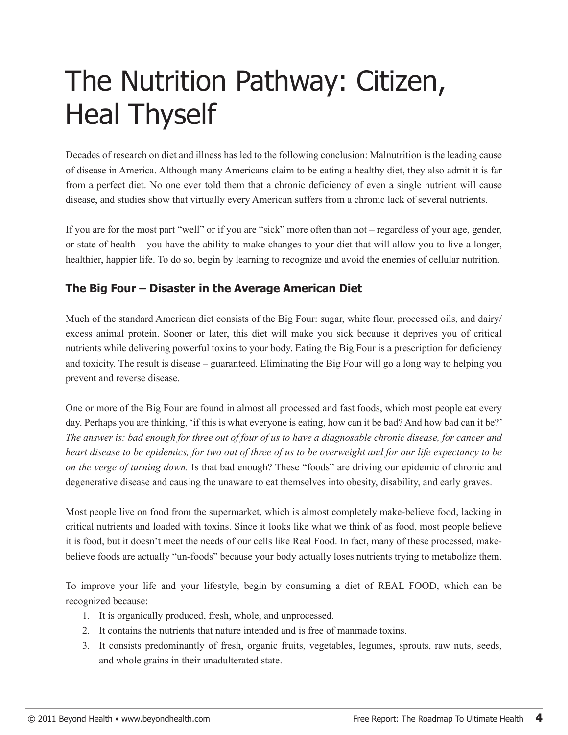# The Nutrition Pathway: Citizen, Heal Thyself

Decades of research on diet and illness has led to the following conclusion: Malnutrition is the leading cause of disease in America. Although many Americans claim to be eating a healthy diet, they also admit it is far from a perfect diet. No one ever told them that a chronic deficiency of even a single nutrient will cause disease, and studies show that virtually every American suffers from a chronic lack of several nutrients.

If you are for the most part "well" or if you are "sick" more often than not – regardless of your age, gender, or state of health – you have the ability to make changes to your diet that will allow you to live a longer, healthier, happier life. To do so, begin by learning to recognize and avoid the enemies of cellular nutrition.

### The Big Four – Disaster in the Average American Diet

Much of the standard American diet consists of the Big Four: sugar, white flour, processed oils, and dairy/excess animal protein. Sooner or later, this diet will make you sick because it deprives you of critical nutrients while delivering powerful toxins to your body. Eating the Big Four is a prescription for deficiency and toxicity. The result is disease – guaranteed. Eliminating the Big Four will go a long way to helping you prevent and reverse disease.

One or more of the Big Four are found in almost all processed and fast foods, which most people eat every day. Perhaps you are thinking, 'if this is what everyone is eating, how can it be bad? And how bad can it be?' *The answer is: bad enough for three out of four of us to have a diagnosable chronic disease, for cancer and heart disease to be epidemics, for two out of three of us to be overweight and for our life expectancy to be on the verge of turning down.* Is that bad enough? These "foods" are driving our epidemic of chronic and degenerative disease and causing the unaware to eat themselves into obesity, disability, and early graves.

Most people live on food from the supermarket, which is almost completely make-believe food, lacking in critical nutrients and loaded with toxins. Since it looks like what we think of as food, most people believe it is food, but it doesn't meet the needs of our cells like Real Food. In fact, many of these processed, make-believe foods are actually "un-foods" because your body actually loses nutrients trying to metabolize them.

To improve your life and your lifestyle, begin by consuming a diet of REAL FOOD, which can be recognized because:

1. It is organically produced, fresh, whole, and unprocessed.
2. It contains the nutrients that nature intended and is free of manmade toxins.
3. It consists predominantly of fresh, organic fruits, vegetables, legumes, sprouts, raw nuts, seeds, and whole grains in their unadulterated state.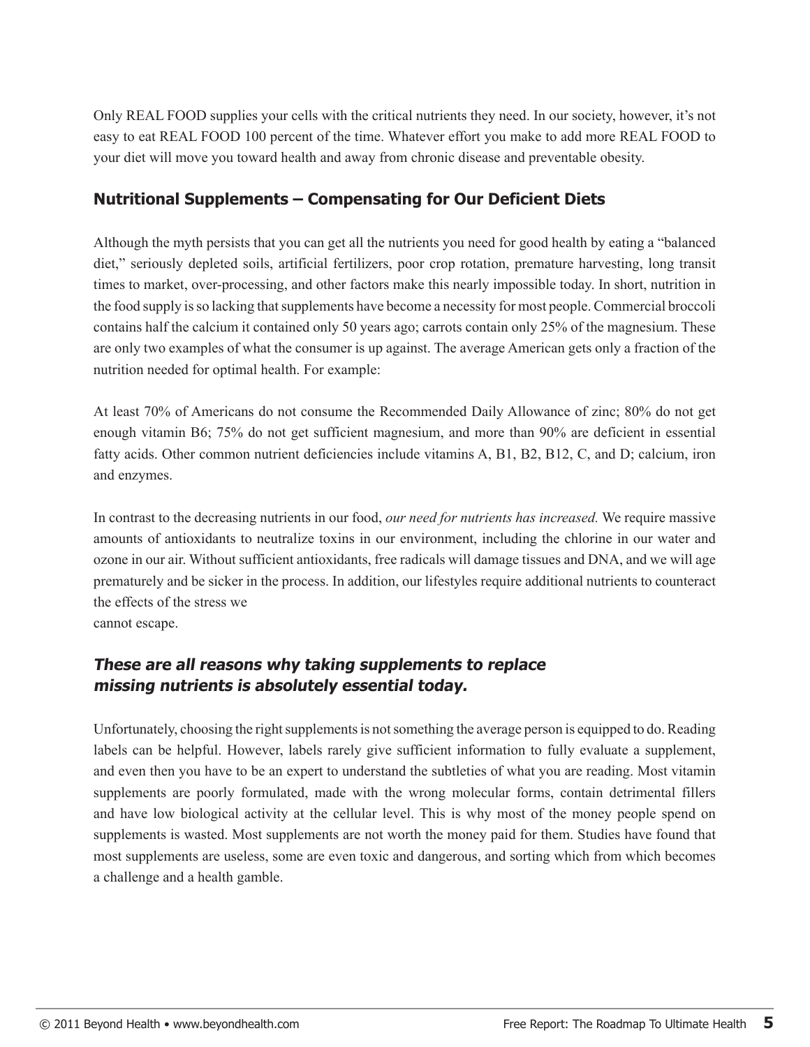Only REAL FOOD supplies your cells with the critical nutrients they need. In our society, however, it's not easy to eat REAL FOOD 100 percent of the time. Whatever effort you make to add more REAL FOOD to your diet will move you toward health and away from chronic disease and preventable obesity.

## Nutritional Supplements – Compensating for Our Deficient Diets

Although the myth persists that you can get all the nutrients you need for good health by eating a "balanced diet," seriously depleted soils, artificial fertilizers, poor crop rotation, premature harvesting, long transit times to market, over-processing, and other factors make this nearly impossible today. In short, nutrition in the food supply is so lacking that supplements have become a necessity for most people. Commercial broccoli contains half the calcium it contained only 50 years ago; carrots contain only 25% of the magnesium. These are only two examples of what the consumer is up against. The average American gets only a fraction of the nutrition needed for optimal health. For example:

At least 70% of Americans do not consume the Recommended Daily Allowance of zinc; 80% do not get enough vitamin B6; 75% do not get sufficient magnesium, and more than 90% are deficient in essential fatty acids. Other common nutrient deficiencies include vitamins A, B1, B2, B12, C, and D; calcium, iron and enzymes.

In contrast to the decreasing nutrients in our food, *our need for nutrients has increased.* We require massive amounts of antioxidants to neutralize toxins in our environment, including the chlorine in our water and ozone in our air. Without sufficient antioxidants, free radicals will damage tissues and DNA, and we will age prematurely and be sicker in the process. In addition, our lifestyles require additional nutrients to counteract the effects of the stress we cannot escape.

***These are all reasons why taking supplements to replace missing nutrients is absolutely essential today.***

Unfortunately, choosing the right supplements is not something the average person is equipped to do. Reading labels can be helpful. However, labels rarely give sufficient information to fully evaluate a supplement, and even then you have to be an expert to understand the subtleties of what you are reading. Most vitamin supplements are poorly formulated, made with the wrong molecular forms, contain detrimental fillers and have low biological activity at the cellular level. This is why most of the money people spend on supplements is wasted. Most supplements are not worth the money paid for them. Studies have found that most supplements are useless, some are even toxic and dangerous, and sorting which from which becomes a challenge and a health gamble.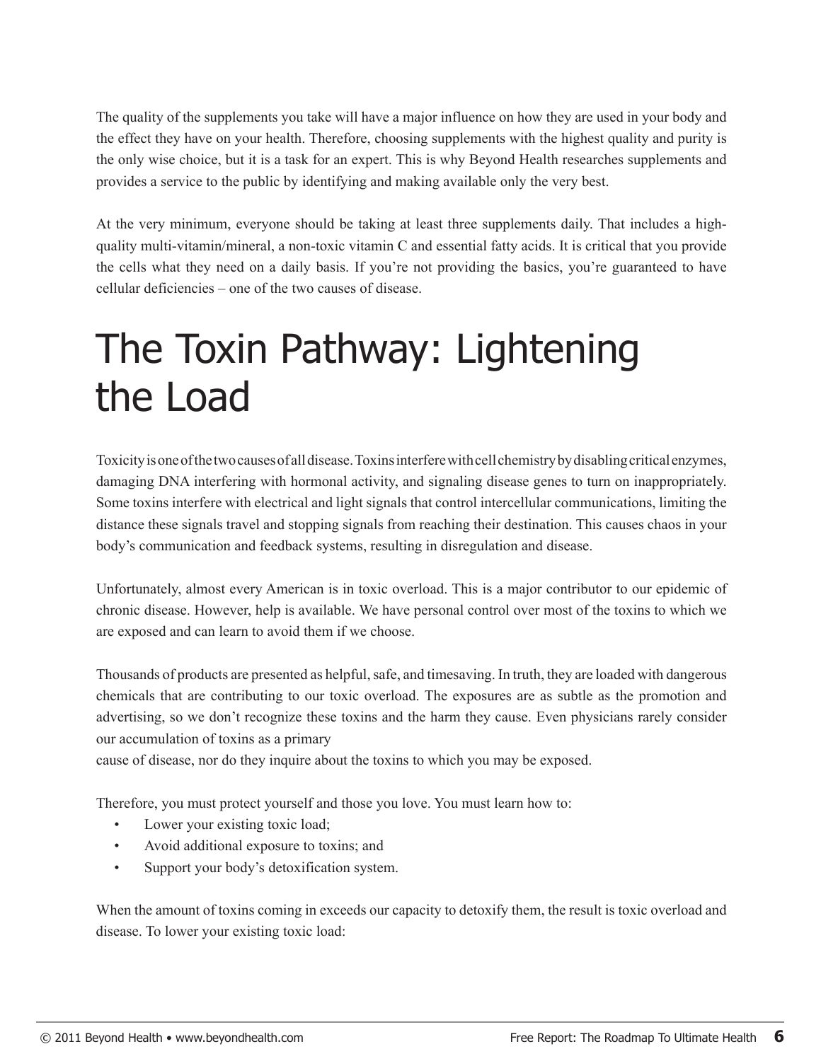The quality of the supplements you take will have a major influence on how they are used in your body and the effect they have on your health. Therefore, choosing supplements with the highest quality and purity is the only wise choice, but it is a task for an expert. This is why Beyond Health researches supplements and provides a service to the public by identifying and making available only the very best.

At the very minimum, everyone should be taking at least three supplements daily. That includes a high-quality multi-vitamin/mineral, a non-toxic vitamin C and essential fatty acids. It is critical that you provide the cells what they need on a daily basis. If you're not providing the basics, you're guaranteed to have cellular deficiencies – one of the two causes of disease.

# The Toxin Pathway: Lightening the Load

Toxicity is one of the two causes of all disease. Toxins interfere with cell chemistry by disabling critical enzymes, damaging DNA interfering with hormonal activity, and signaling disease genes to turn on inappropriately. Some toxins interfere with electrical and light signals that control intercellular communications, limiting the distance these signals travel and stopping signals from reaching their destination. This causes chaos in your body's communication and feedback systems, resulting in disregulation and disease.

Unfortunately, almost every American is in toxic overload. This is a major contributor to our epidemic of chronic disease. However, help is available. We have personal control over most of the toxins to which we are exposed and can learn to avoid them if we choose.

Thousands of products are presented as helpful, safe, and timesaving. In truth, they are loaded with dangerous chemicals that are contributing to our toxic overload. The exposures are as subtle as the promotion and advertising, so we don't recognize these toxins and the harm they cause. Even physicians rarely consider our accumulation of toxins as a primary cause of disease, nor do they inquire about the toxins to which you may be exposed.

Therefore, you must protect yourself and those you love. You must learn how to:

- Lower your existing toxic load;
- Avoid additional exposure to toxins; and
- Support your body's detoxification system.

When the amount of toxins coming in exceeds our capacity to detoxify them, the result is toxic overload and disease. To lower your existing toxic load: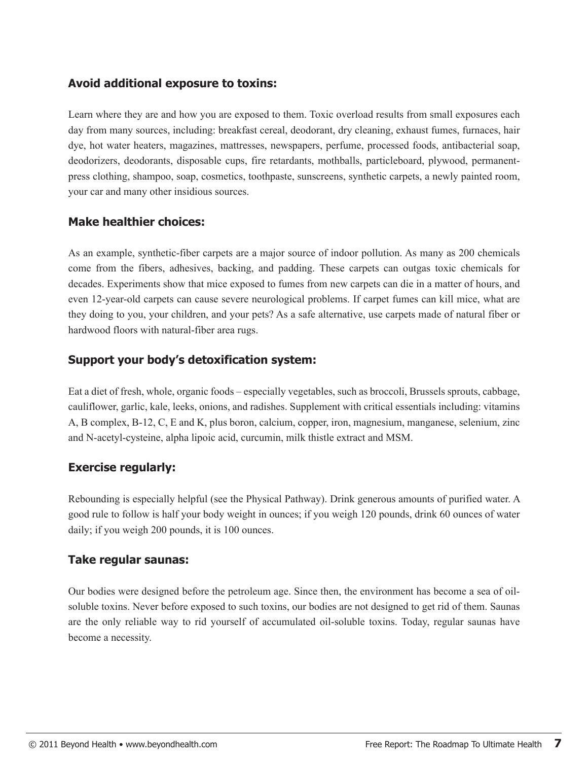### Avoid additional exposure to toxins:

Learn where they are and how you are exposed to them. Toxic overload results from small exposures each day from many sources, including: breakfast cereal, deodorant, dry cleaning, exhaust fumes, furnaces, hair dye, hot water heaters, magazines, mattresses, newspapers, perfume, processed foods, antibacterial soap, deodorizers, deodorants, disposable cups, fire retardants, mothballs, particleboard, plywood, permanent-press clothing, shampoo, soap, cosmetics, toothpaste, sunscreens, synthetic carpets, a newly painted room, your car and many other insidious sources.

### Make healthier choices:

As an example, synthetic-fiber carpets are a major source of indoor pollution. As many as 200 chemicals come from the fibers, adhesives, backing, and padding. These carpets can outgas toxic chemicals for decades. Experiments show that mice exposed to fumes from new carpets can die in a matter of hours, and even 12-year-old carpets can cause severe neurological problems. If carpet fumes can kill mice, what are they doing to you, your children, and your pets? As a safe alternative, use carpets made of natural fiber or hardwood floors with natural-fiber area rugs.

### Support your body's detoxification system:

Eat a diet of fresh, whole, organic foods – especially vegetables, such as broccoli, Brussels sprouts, cabbage, cauliflower, garlic, kale, leeks, onions, and radishes. Supplement with critical essentials including: vitamins A, B complex, B-12, C, E and K, plus boron, calcium, copper, iron, magnesium, manganese, selenium, zinc and N-acetyl-cysteine, alpha lipoic acid, curcumin, milk thistle extract and MSM.

### Exercise regularly:

Rebounding is especially helpful (see the Physical Pathway). Drink generous amounts of purified water. A good rule to follow is half your body weight in ounces; if you weigh 120 pounds, drink 60 ounces of water daily; if you weigh 200 pounds, it is 100 ounces.

### Take regular saunas:

Our bodies were designed before the petroleum age. Since then, the environment has become a sea of oil-soluble toxins. Never before exposed to such toxins, our bodies are not designed to get rid of them. Saunas are the only reliable way to rid yourself of accumulated oil-soluble toxins. Today, regular saunas have become a necessity.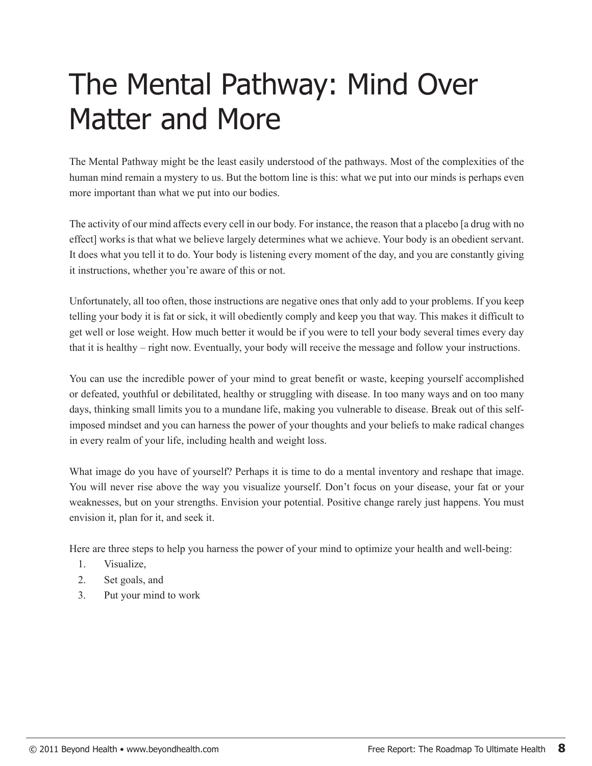# The Mental Pathway: Mind Over Matter and More

The Mental Pathway might be the least easily understood of the pathways. Most of the complexities of the human mind remain a mystery to us. But the bottom line is this: what we put into our minds is perhaps even more important than what we put into our bodies.

The activity of our mind affects every cell in our body. For instance, the reason that a placebo [a drug with no effect] works is that what we believe largely determines what we achieve. Your body is an obedient servant. It does what you tell it to do. Your body is listening every moment of the day, and you are constantly giving it instructions, whether you're aware of this or not.

Unfortunately, all too often, those instructions are negative ones that only add to your problems. If you keep telling your body it is fat or sick, it will obediently comply and keep you that way. This makes it difficult to get well or lose weight. How much better it would be if you were to tell your body several times every day that it is healthy – right now. Eventually, your body will receive the message and follow your instructions.

You can use the incredible power of your mind to great benefit or waste, keeping yourself accomplished or defeated, youthful or debilitated, healthy or struggling with disease. In too many ways and on too many days, thinking small limits you to a mundane life, making you vulnerable to disease. Break out of this self-imposed mindset and you can harness the power of your thoughts and your beliefs to make radical changes in every realm of your life, including health and weight loss.

What image do you have of yourself? Perhaps it is time to do a mental inventory and reshape that image. You will never rise above the way you visualize yourself. Don't focus on your disease, your fat or your weaknesses, but on your strengths. Envision your potential. Positive change rarely just happens. You must envision it, plan for it, and seek it.

Here are three steps to help you harness the power of your mind to optimize your health and well-being:

1. Visualize,
2. Set goals, and
3. Put your mind to work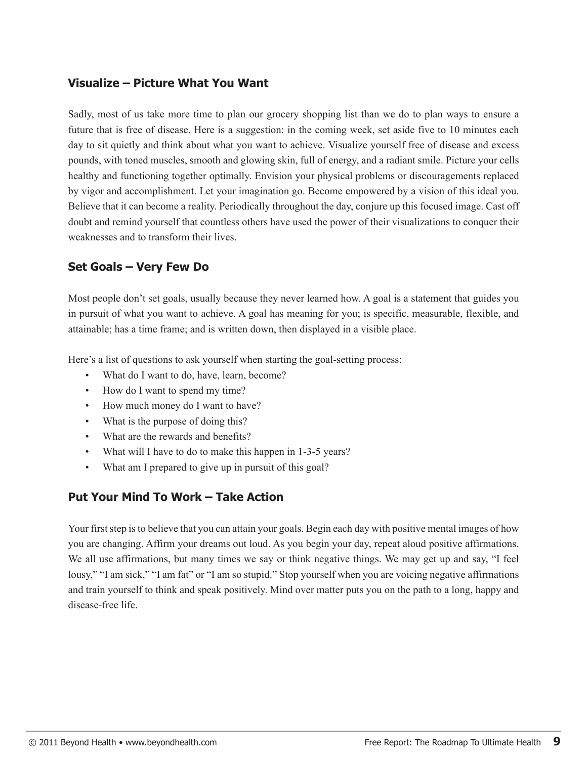## Visualize – Picture What You Want

Sadly, most of us take more time to plan our grocery shopping list than we do to plan ways to ensure a future that is free of disease. Here is a suggestion: in the coming week, set aside five to 10 minutes each day to sit quietly and think about what you want to achieve. Visualize yourself free of disease and excess pounds, with toned muscles, smooth and glowing skin, full of energy, and a radiant smile. Picture your cells healthy and functioning together optimally. Envision your physical problems or discouragements replaced by vigor and accomplishment. Let your imagination go. Become empowered by a vision of this ideal you. Believe that it can become a reality. Periodically throughout the day, conjure up this focused image. Cast off doubt and remind yourself that countless others have used the power of their visualizations to conquer their weaknesses and to transform their lives.

## Set Goals – Very Few Do

Most people don't set goals, usually because they never learned how. A goal is a statement that guides you in pursuit of what you want to achieve. A goal has meaning for you; is specific, measurable, flexible, and attainable; has a time frame; and is written down, then displayed in a visible place.

Here's a list of questions to ask yourself when starting the goal-setting process:

- What do I want to do, have, learn, become?
- How do I want to spend my time?
- How much money do I want to have?
- What is the purpose of doing this?
- What are the rewards and benefits?
- What will I have to do to make this happen in 1-3-5 years?
- What am I prepared to give up in pursuit of this goal?

## Put Your Mind To Work – Take Action

Your first step is to believe that you can attain your goals. Begin each day with positive mental images of how you are changing. Affirm your dreams out loud. As you begin your day, repeat aloud positive affirmations. We all use affirmations, but many times we say or think negative things. We may get up and say, "I feel lousy," "I am sick," "I am fat" or "I am so stupid." Stop yourself when you are voicing negative affirmations and train yourself to think and speak positively. Mind over matter puts you on the path to a long, happy and disease-free life.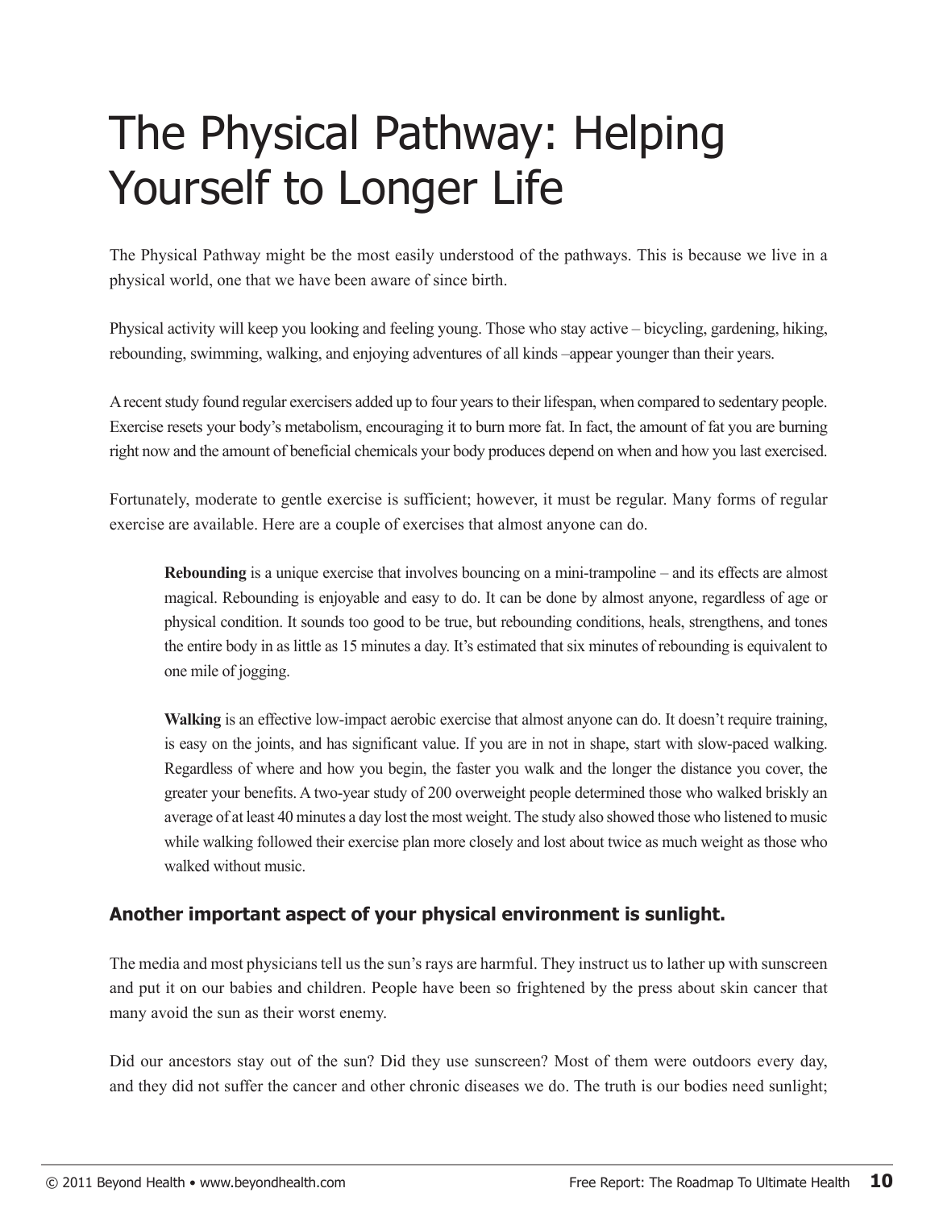# The Physical Pathway: Helping Yourself to Longer Life

The Physical Pathway might be the most easily understood of the pathways. This is because we live in a physical world, one that we have been aware of since birth.

Physical activity will keep you looking and feeling young. Those who stay active – bicycling, gardening, hiking, rebounding, swimming, walking, and enjoying adventures of all kinds –appear younger than their years.

A recent study found regular exercisers added up to four years to their lifespan, when compared to sedentary people. Exercise resets your body's metabolism, encouraging it to burn more fat. In fact, the amount of fat you are burning right now and the amount of beneficial chemicals your body produces depend on when and how you last exercised.

Fortunately, moderate to gentle exercise is sufficient; however, it must be regular. Many forms of regular exercise are available. Here are a couple of exercises that almost anyone can do.

> **Rebounding** is a unique exercise that involves bouncing on a mini-trampoline – and its effects are almost magical. Rebounding is enjoyable and easy to do. It can be done by almost anyone, regardless of age or physical condition. It sounds too good to be true, but rebounding conditions, heals, strengthens, and tones the entire body in as little as 15 minutes a day. It's estimated that six minutes of rebounding is equivalent to one mile of jogging.
>
> **Walking** is an effective low-impact aerobic exercise that almost anyone can do. It doesn't require training, is easy on the joints, and has significant value. If you are in not in shape, start with slow-paced walking. Regardless of where and how you begin, the faster you walk and the longer the distance you cover, the greater your benefits. A two-year study of 200 overweight people determined those who walked briskly an average of at least 40 minutes a day lost the most weight. The study also showed those who listened to music while walking followed their exercise plan more closely and lost about twice as much weight as those who walked without music.

### Another important aspect of your physical environment is sunlight.

The media and most physicians tell us the sun's rays are harmful. They instruct us to lather up with sunscreen and put it on our babies and children. People have been so frightened by the press about skin cancer that many avoid the sun as their worst enemy.

Did our ancestors stay out of the sun? Did they use sunscreen? Most of them were outdoors every day, and they did not suffer the cancer and other chronic diseases we do. The truth is our bodies need sunlight;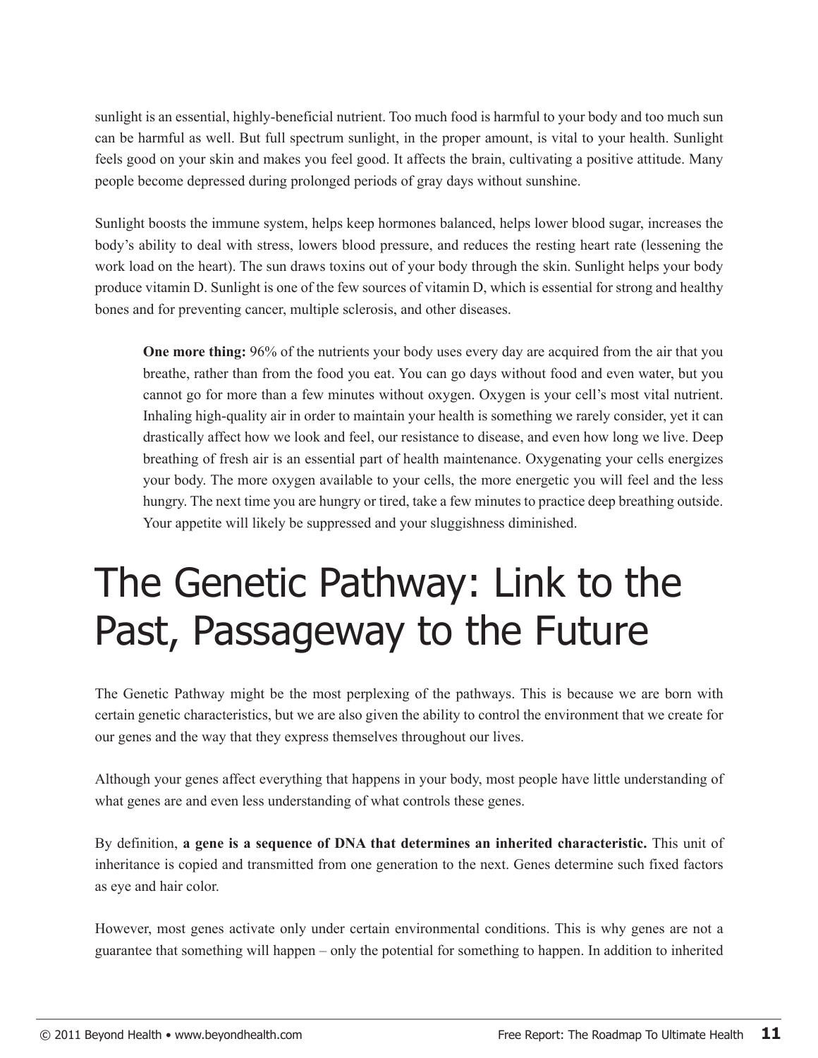sunlight is an essential, highly-beneficial nutrient. Too much food is harmful to your body and too much sun can be harmful as well. But full spectrum sunlight, in the proper amount, is vital to your health. Sunlight feels good on your skin and makes you feel good. It affects the brain, cultivating a positive attitude. Many people become depressed during prolonged periods of gray days without sunshine.

Sunlight boosts the immune system, helps keep hormones balanced, helps lower blood sugar, increases the body's ability to deal with stress, lowers blood pressure, and reduces the resting heart rate (lessening the work load on the heart). The sun draws toxins out of your body through the skin. Sunlight helps your body produce vitamin D. Sunlight is one of the few sources of vitamin D, which is essential for strong and healthy bones and for preventing cancer, multiple sclerosis, and other diseases.

> **One more thing:** 96% of the nutrients your body uses every day are acquired from the air that you breathe, rather than from the food you eat. You can go days without food and even water, but you cannot go for more than a few minutes without oxygen. Oxygen is your cell's most vital nutrient. Inhaling high-quality air in order to maintain your health is something we rarely consider, yet it can drastically affect how we look and feel, our resistance to disease, and even how long we live. Deep breathing of fresh air is an essential part of health maintenance. Oxygenating your cells energizes your body. The more oxygen available to your cells, the more energetic you will feel and the less hungry. The next time you are hungry or tired, take a few minutes to practice deep breathing outside. Your appetite will likely be suppressed and your sluggishness diminished.

# The Genetic Pathway: Link to the Past, Passageway to the Future

The Genetic Pathway might be the most perplexing of the pathways. This is because we are born with certain genetic characteristics, but we are also given the ability to control the environment that we create for our genes and the way that they express themselves throughout our lives.

Although your genes affect everything that happens in your body, most people have little understanding of what genes are and even less understanding of what controls these genes.

By definition, **a gene is a sequence of DNA that determines an inherited characteristic.** This unit of inheritance is copied and transmitted from one generation to the next. Genes determine such fixed factors as eye and hair color.

However, most genes activate only under certain environmental conditions. This is why genes are not a guarantee that something will happen – only the potential for something to happen. In addition to inherited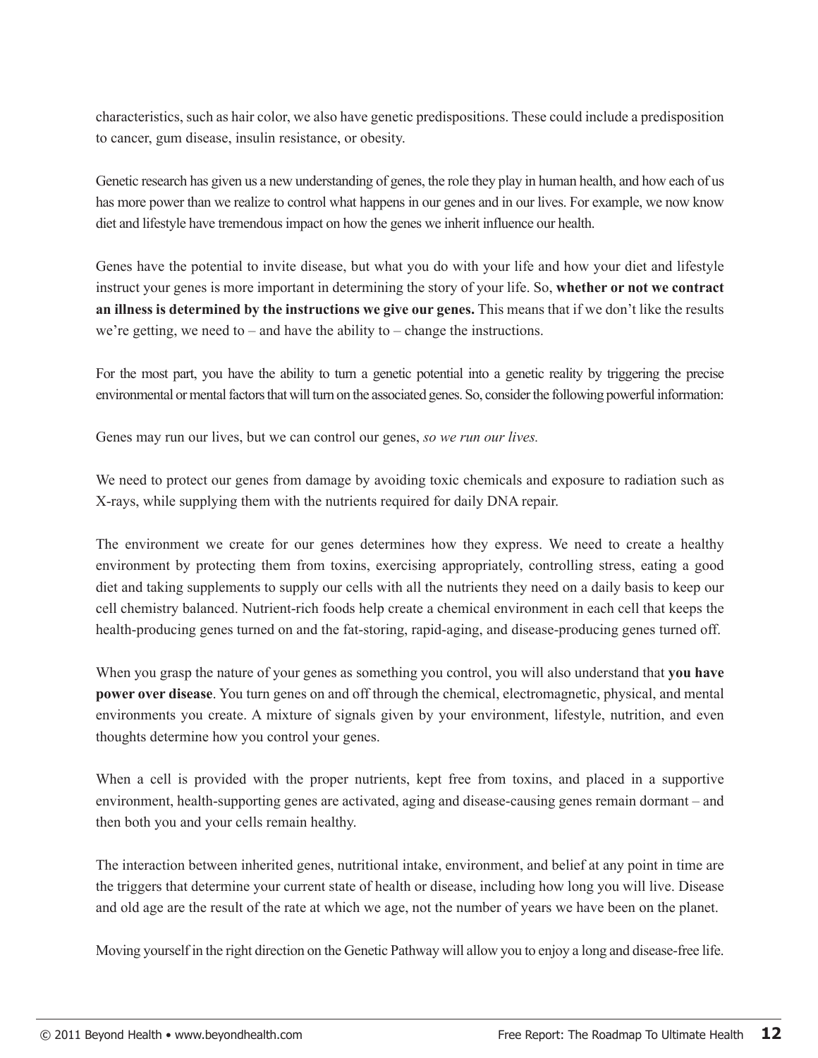characteristics, such as hair color, we also have genetic predispositions. These could include a predisposition to cancer, gum disease, insulin resistance, or obesity.

Genetic research has given us a new understanding of genes, the role they play in human health, and how each of us has more power than we realize to control what happens in our genes and in our lives. For example, we now know diet and lifestyle have tremendous impact on how the genes we inherit influence our health.

Genes have the potential to invite disease, but what you do with your life and how your diet and lifestyle instruct your genes is more important in determining the story of your life. So, **whether or not we contract an illness is determined by the instructions we give our genes.** This means that if we don't like the results we're getting, we need to – and have the ability to – change the instructions.

For the most part, you have the ability to turn a genetic potential into a genetic reality by triggering the precise environmental or mental factors that will turn on the associated genes. So, consider the following powerful information:

Genes may run our lives, but we can control our genes, *so we run our lives.*

We need to protect our genes from damage by avoiding toxic chemicals and exposure to radiation such as X-rays, while supplying them with the nutrients required for daily DNA repair.

The environment we create for our genes determines how they express. We need to create a healthy environment by protecting them from toxins, exercising appropriately, controlling stress, eating a good diet and taking supplements to supply our cells with all the nutrients they need on a daily basis to keep our cell chemistry balanced. Nutrient-rich foods help create a chemical environment in each cell that keeps the health-producing genes turned on and the fat-storing, rapid-aging, and disease-producing genes turned off.

When you grasp the nature of your genes as something you control, you will also understand that **you have power over disease**. You turn genes on and off through the chemical, electromagnetic, physical, and mental environments you create. A mixture of signals given by your environment, lifestyle, nutrition, and even thoughts determine how you control your genes.

When a cell is provided with the proper nutrients, kept free from toxins, and placed in a supportive environment, health-supporting genes are activated, aging and disease-causing genes remain dormant – and then both you and your cells remain healthy.

The interaction between inherited genes, nutritional intake, environment, and belief at any point in time are the triggers that determine your current state of health or disease, including how long you will live. Disease and old age are the result of the rate at which we age, not the number of years we have been on the planet.

Moving yourself in the right direction on the Genetic Pathway will allow you to enjoy a long and disease-free life.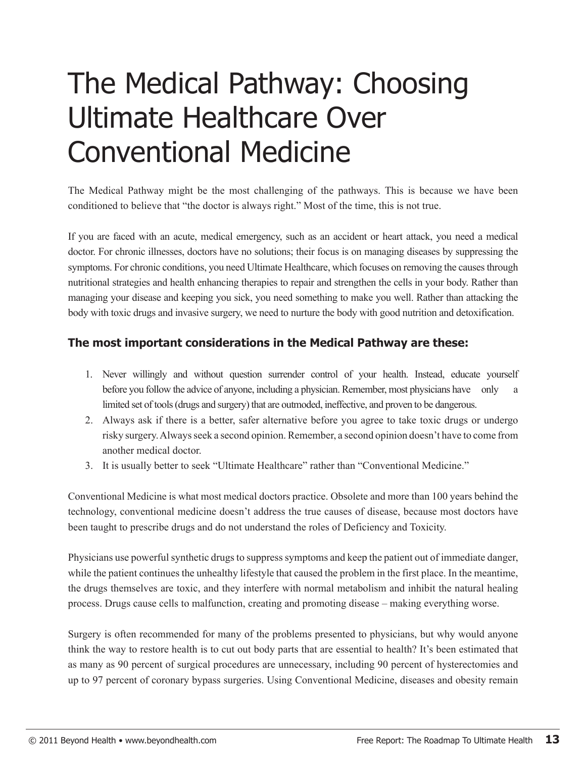# The Medical Pathway: Choosing Ultimate Healthcare Over Conventional Medicine

The Medical Pathway might be the most challenging of the pathways. This is because we have been conditioned to believe that "the doctor is always right." Most of the time, this is not true.

If you are faced with an acute, medical emergency, such as an accident or heart attack, you need a medical doctor. For chronic illnesses, doctors have no solutions; their focus is on managing diseases by suppressing the symptoms. For chronic conditions, you need Ultimate Healthcare, which focuses on removing the causes through nutritional strategies and health enhancing therapies to repair and strengthen the cells in your body. Rather than managing your disease and keeping you sick, you need something to make you well. Rather than attacking the body with toxic drugs and invasive surgery, we need to nurture the body with good nutrition and detoxification.

### The most important considerations in the Medical Pathway are these:

1. Never willingly and without question surrender control of your health. Instead, educate yourself before you follow the advice of anyone, including a physician. Remember, most physicians have only a limited set of tools (drugs and surgery) that are outmoded, ineffective, and proven to be dangerous.
2. Always ask if there is a better, safer alternative before you agree to take toxic drugs or undergo risky surgery. Always seek a second opinion. Remember, a second opinion doesn't have to come from another medical doctor.
3. It is usually better to seek "Ultimate Healthcare" rather than "Conventional Medicine."

Conventional Medicine is what most medical doctors practice. Obsolete and more than 100 years behind the technology, conventional medicine doesn't address the true causes of disease, because most doctors have been taught to prescribe drugs and do not understand the roles of Deficiency and Toxicity.

Physicians use powerful synthetic drugs to suppress symptoms and keep the patient out of immediate danger, while the patient continues the unhealthy lifestyle that caused the problem in the first place. In the meantime, the drugs themselves are toxic, and they interfere with normal metabolism and inhibit the natural healing process. Drugs cause cells to malfunction, creating and promoting disease – making everything worse.

Surgery is often recommended for many of the problems presented to physicians, but why would anyone think the way to restore health is to cut out body parts that are essential to health? It's been estimated that as many as 90 percent of surgical procedures are unnecessary, including 90 percent of hysterectomies and up to 97 percent of coronary bypass surgeries. Using Conventional Medicine, diseases and obesity remain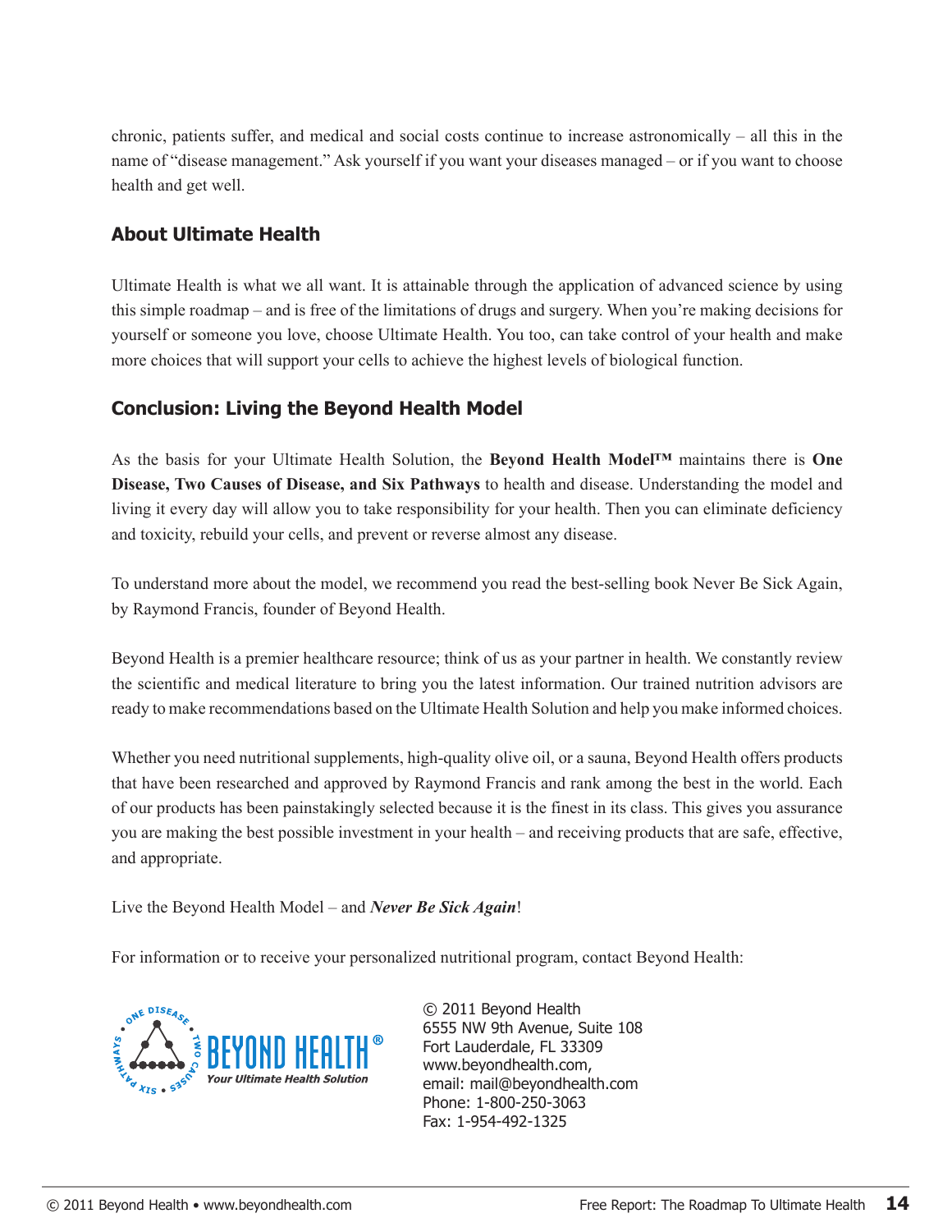chronic, patients suffer, and medical and social costs continue to increase astronomically – all this in the name of "disease management." Ask yourself if you want your diseases managed – or if you want to choose health and get well.

### About Ultimate Health

Ultimate Health is what we all want. It is attainable through the application of advanced science by using this simple roadmap – and is free of the limitations of drugs and surgery. When you're making decisions for yourself or someone you love, choose Ultimate Health. You too, can take control of your health and make more choices that will support your cells to achieve the highest levels of biological function.

### Conclusion: Living the Beyond Health Model

As the basis for your Ultimate Health Solution, the **Beyond Health Model™** maintains there is **One Disease, Two Causes of Disease, and Six Pathways** to health and disease. Understanding the model and living it every day will allow you to take responsibility for your health. Then you can eliminate deficiency and toxicity, rebuild your cells, and prevent or reverse almost any disease.

To understand more about the model, we recommend you read the best-selling book Never Be Sick Again, by Raymond Francis, founder of Beyond Health.

Beyond Health is a premier healthcare resource; think of us as your partner in health. We constantly review the scientific and medical literature to bring you the latest information. Our trained nutrition advisors are ready to make recommendations based on the Ultimate Health Solution and help you make informed choices.

Whether you need nutritional supplements, high-quality olive oil, or a sauna, Beyond Health offers products that have been researched and approved by Raymond Francis and rank among the best in the world. Each of our products has been painstakingly selected because it is the finest in its class. This gives you assurance you are making the best possible investment in your health – and receiving products that are safe, effective, and appropriate.

Live the Beyond Health Model – and ***Never Be Sick Again***!

For information or to receive your personalized nutritional program, contact Beyond Health:

ONE DISEASE • TWO CAUSES • SIX PATHWAYS

BEYOND HEALTH®

*Your Ultimate Health Solution*

© 2011 Beyond Health
6555 NW 9th Avenue, Suite 108
Fort Lauderdale, FL 33309
www.beyondhealth.com,
email: mail@beyondhealth.com
Phone: 1-800-250-3063
Fax: 1-954-492-1325